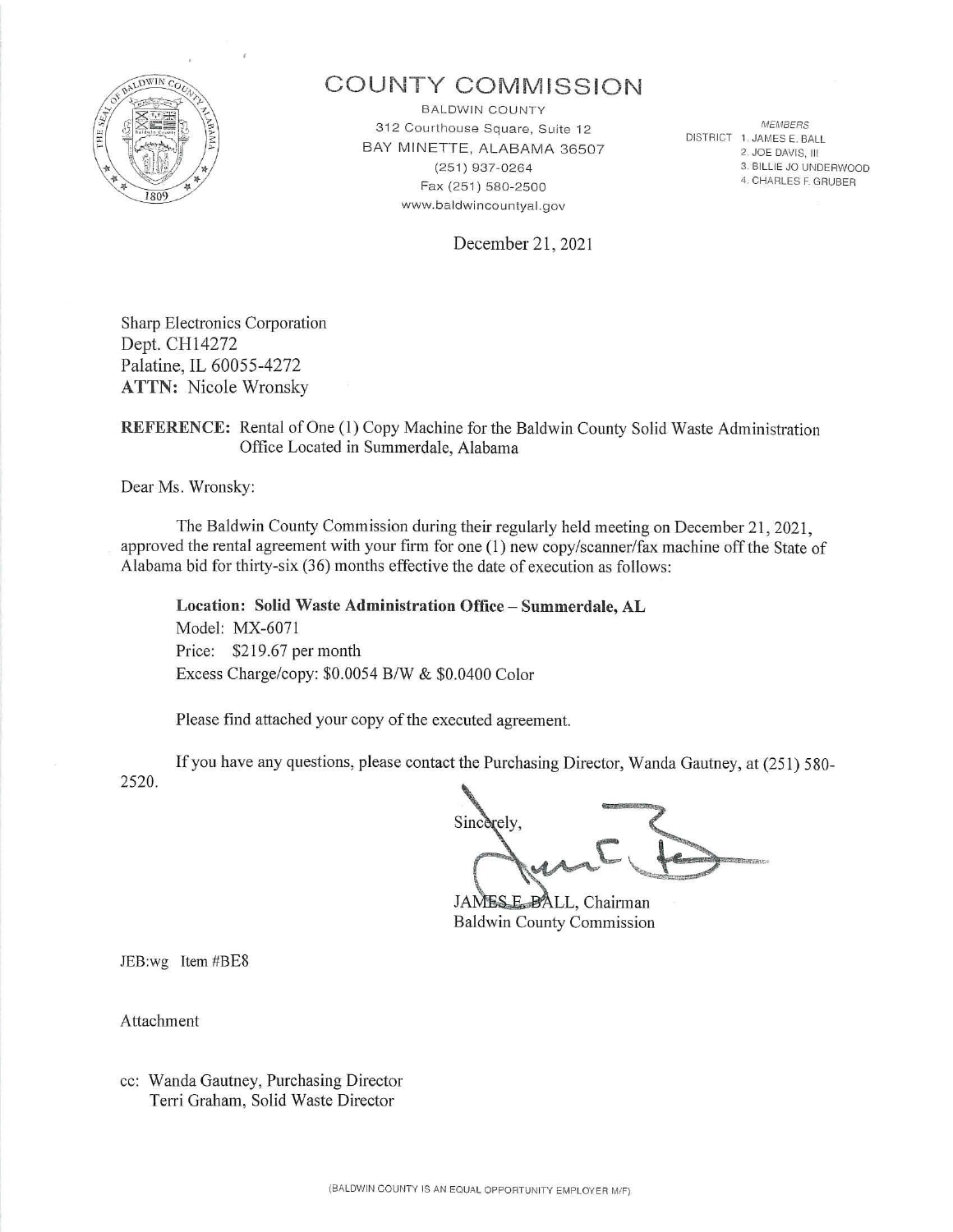# COUNTY COMMISSION

BALDWIN COUNTY
312 Courthouse Square, Suite 12
BAY MINETTE, ALABAMA 36507
(251) 937-0264
Fax (251) 580-2500
www.baldwincountyal.gov

*MEMBERS*
DISTRICT 1. JAMES E. BALL
2. JOE DAVIS, III
3. BILLIE JO UNDERWOOD
4. CHARLES F. GRUBER

December 21, 2021

Sharp Electronics Corporation
Dept. CH14272
Palatine, IL 60055-4272
**ATTN:** Nicole Wronsky

**REFERENCE:** Rental of One (1) Copy Machine for the Baldwin County Solid Waste Administration Office Located in Summerdale, Alabama

Dear Ms. Wronsky:

The Baldwin County Commission during their regularly held meeting on December 21, 2021, approved the rental agreement with your firm for one (1) new copy/scanner/fax machine off the State of Alabama bid for thirty-six (36) months effective the date of execution as follows:

**Location: Solid Waste Administration Office – Summerdale, AL**
Model: MX-6071
Price: $219.67 per month
Excess Charge/copy: $0.0054 B/W & $0.0400 Color

Please find attached your copy of the executed agreement.

If you have any questions, please contact the Purchasing Director, Wanda Gautney, at (251) 580-2520.

Sincerely,

JAMES E. BALL, Chairman
Baldwin County Commission

JEB:wg Item #BE8

Attachment

cc: Wanda Gautney, Purchasing Director
Terri Graham, Solid Waste Director

(BALDWIN COUNTY IS AN EQUAL OPPORTUNITY EMPLOYER M/F)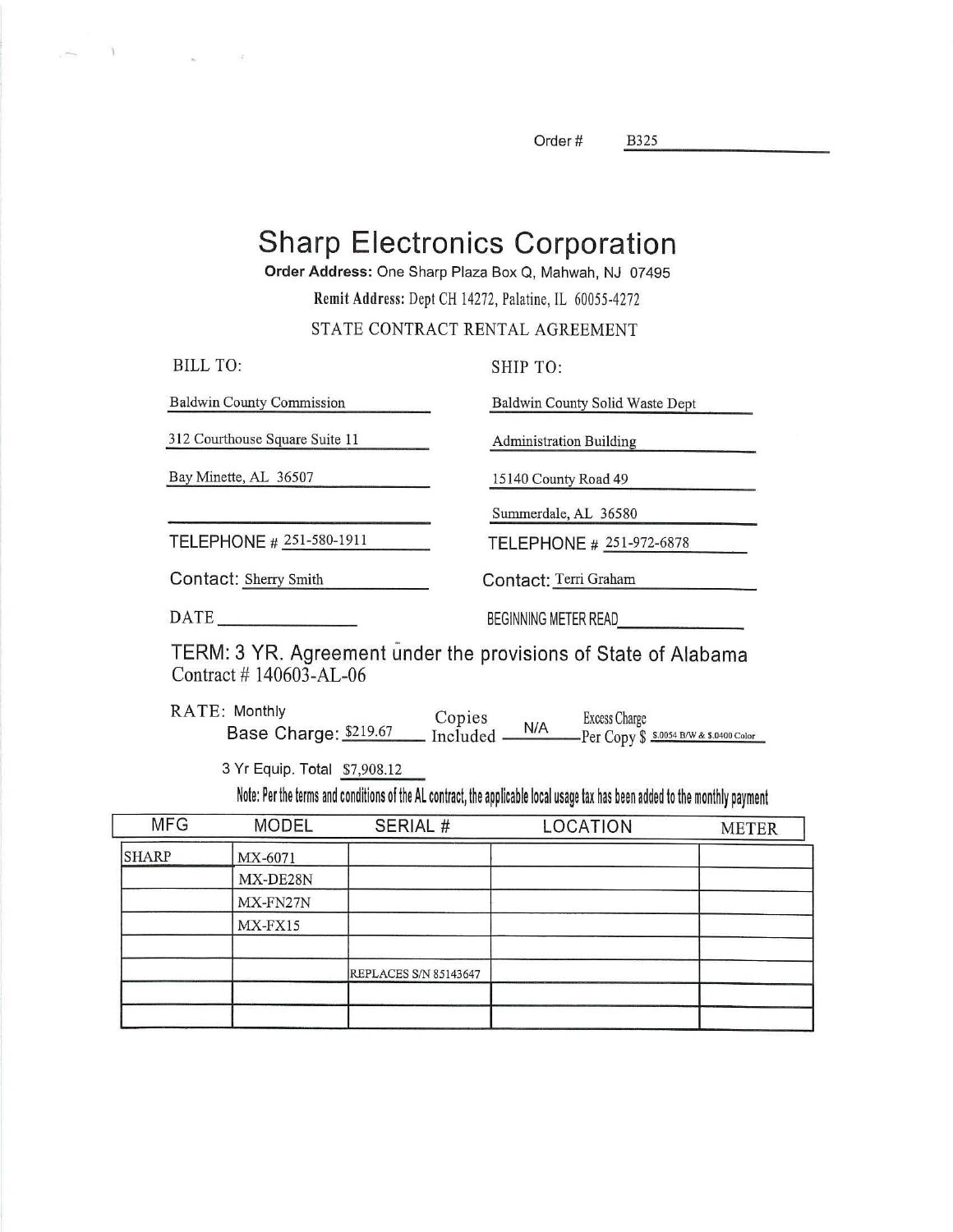Order # B325

# Sharp Electronics Corporation

**Order Address:** One Sharp Plaza Box Q, Mahwah, NJ 07495

**Remit Address:** Dept CH 14272, Palatine, IL 60055-4272

STATE CONTRACT RENTAL AGREEMENT

| BILL TO: | SHIP TO: |
|---|---|
| Baldwin County Commission | Baldwin County Solid Waste Dept |
| 312 Courthouse Square Suite 11 | Administration Building |
| Bay Minette, AL 36507 | 15140 County Road 49 |
| | Summerdale, AL 36580 |
| TELEPHONE # 251-580-1911 | TELEPHONE # 251-972-6878 |
| Contact: Sherry Smith | Contact: Terri Graham |
| DATE ______ | BEGINNING METER READ ______ |

TERM: 3 YR. Agreement under the provisions of State of Alabama Contract # 140603-AL-06

RATE: Monthly Base Charge: $219.67 Copies Included N/A Excess Charge Per Copy $ $.0054 B/W & $.0400 Color

3 Yr Equip. Total $7,908.12

**Note: Per the terms and conditions of the AL contract, the applicable local usage tax has been added to the monthly payment**

| MFG | MODEL | SERIAL # | LOCATION | METER |
|---|---|---|---|---|
| SHARP | MX-6071 | | | |
| | MX-DE28N | | | |
| | MX-FN27N | | | |
| | MX-FX15 | | | |
| | | | | |
| | | REPLACES S/N 85143647 | | |
| | | | | |
| | | | | |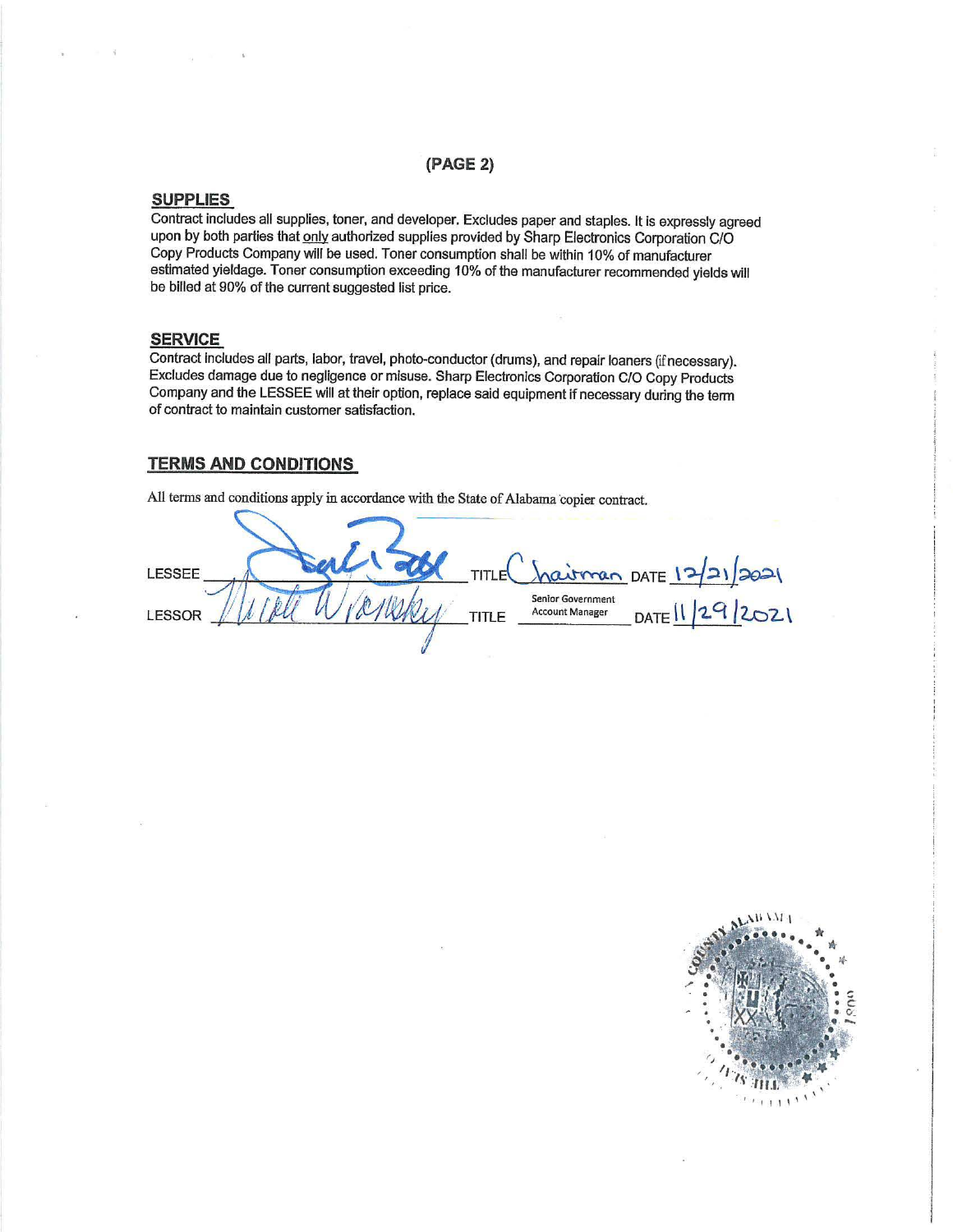**(PAGE 2)**

## SUPPLIES

Contract includes all supplies, toner, and developer. Excludes paper and staples. It is expressly agreed upon by both parties that only authorized supplies provided by Sharp Electronics Corporation C/O Copy Products Company will be used. Toner consumption shall be within 10% of manufacturer estimated yieldage. Toner consumption exceeding 10% of the manufacturer recommended yields will be billed at 90% of the current suggested list price.

## SERVICE

Contract includes all parts, labor, travel, photo-conductor (drums), and repair loaners (if necessary). Excludes damage due to negligence or misuse. Sharp Electronics Corporation C/O Copy Products Company and the LESSEE will at their option, replace said equipment if necessary during the term of contract to maintain customer satisfaction.

## TERMS AND CONDITIONS

All terms and conditions apply in accordance with the State of Alabama copier contract.

LESSEE ______ TITLE Chairman DATE 12/21/2021

LESSOR ______ TITLE Senior Government Account Manager DATE 11/29/2021